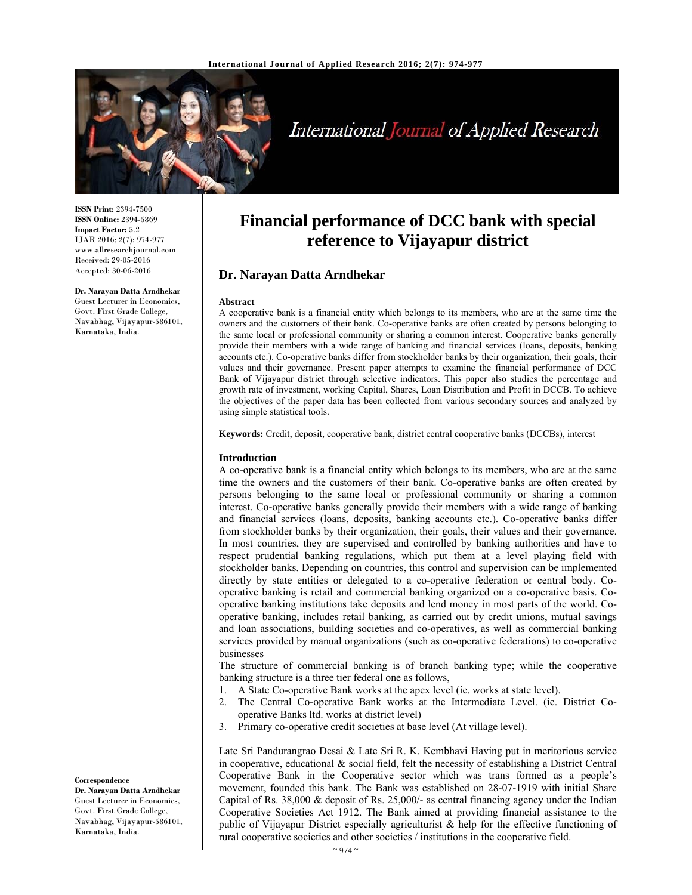ISSN Print: 2394-7500
ISSN Online: 2394-5869
Impact Factor: 5.2
IJAR 2016; 2(7): 974-977
www.allresearchjournal.com
Received: 29-05-2016
Accepted: 30-06-2016

**Dr. Narayan Datta Arndhekar**
Guest Lecturer in Economics, Govt. First Grade College, Navabhag, Vijayapur-586101, Karnataka, India.

**Correspondence**
**Dr. Narayan Datta Arndhekar**
Guest Lecturer in Economics, Govt. First Grade College, Navabhag, Vijayapur-586101, Karnataka, India.

# Financial performance of DCC bank with special reference to Vijayapur district

## Dr. Narayan Datta Arndhekar

### Abstract

A cooperative bank is a financial entity which belongs to its members, who are at the same time the owners and the customers of their bank. Co-operative banks are often created by persons belonging to the same local or professional community or sharing a common interest. Cooperative banks generally provide their members with a wide range of banking and financial services (loans, deposits, banking accounts etc.). Co-operative banks differ from stockholder banks by their organization, their goals, their values and their governance. Present paper attempts to examine the financial performance of DCC Bank of Vijayapur district through selective indicators. This paper also studies the percentage and growth rate of investment, working Capital, Shares, Loan Distribution and Profit in DCCB. To achieve the objectives of the paper data has been collected from various secondary sources and analyzed by using simple statistical tools.

**Keywords:** Credit, deposit, cooperative bank, district central cooperative banks (DCCBs), interest

### Introduction

A co-operative bank is a financial entity which belongs to its members, who are at the same time the owners and the customers of their bank. Co-operative banks are often created by persons belonging to the same local or professional community or sharing a common interest. Co-operative banks generally provide their members with a wide range of banking and financial services (loans, deposits, banking accounts etc.). Co-operative banks differ from stockholder banks by their organization, their goals, their values and their governance. In most countries, they are supervised and controlled by banking authorities and have to respect prudential banking regulations, which put them at a level playing field with stockholder banks. Depending on countries, this control and supervision can be implemented directly by state entities or delegated to a co-operative federation or central body. Co-operative banking is retail and commercial banking organized on a co-operative basis. Co-operative banking institutions take deposits and lend money in most parts of the world. Co-operative banking, includes retail banking, as carried out by credit unions, mutual savings and loan associations, building societies and co-operatives, as well as commercial banking services provided by manual organizations (such as co-operative federations) to co-operative businesses

The structure of commercial banking is of branch banking type; while the cooperative banking structure is a three tier federal one as follows,

1. A State Co-operative Bank works at the apex level (ie. works at state level).
2. The Central Co-operative Bank works at the Intermediate Level. (ie. District Co-operative Banks ltd. works at district level)
3. Primary co-operative credit societies at base level (At village level).

Late Sri Pandurangrao Desai & Late Sri R. K. Kembhavi Having put in meritorious service in cooperative, educational & social field, felt the necessity of establishing a District Central Cooperative Bank in the Cooperative sector which was trans formed as a people's movement, founded this bank. The Bank was established on 28-07-1919 with initial Share Capital of Rs. 38,000 & deposit of Rs. 25,000/- as central financing agency under the Indian Cooperative Societies Act 1912. The Bank aimed at providing financial assistance to the public of Vijayapur District especially agriculturist & help for the effective functioning of rural cooperative societies and other societies / institutions in the cooperative field.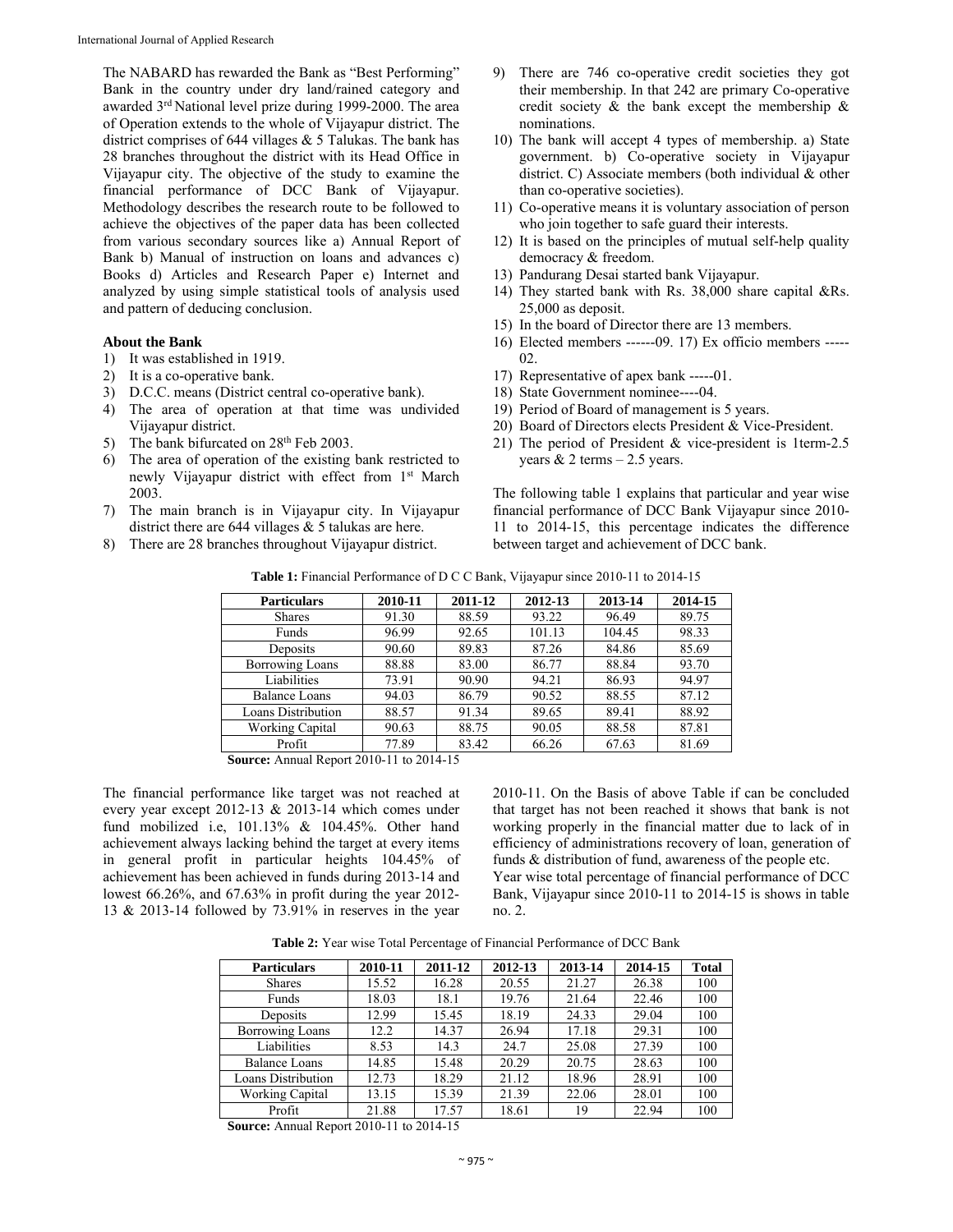The NABARD has rewarded the Bank as "Best Performing" Bank in the country under dry land/rained category and awarded 3rd National level prize during 1999-2000. The area of Operation extends to the whole of Vijayapur district. The district comprises of 644 villages & 5 Talukas. The bank has 28 branches throughout the district with its Head Office in Vijayapur city. The objective of the study to examine the financial performance of DCC Bank of Vijayapur. Methodology describes the research route to be followed to achieve the objectives of the paper data has been collected from various secondary sources like a) Annual Report of Bank b) Manual of instruction on loans and advances c) Books d) Articles and Research Paper e) Internet and analyzed by using simple statistical tools of analysis used and pattern of deducing conclusion.

**About the Bank**

1) It was established in 1919.
2) It is a co-operative bank.
3) D.C.C. means (District central co-operative bank).
4) The area of operation at that time was undivided Vijayapur district.
5) The bank bifurcated on 28th Feb 2003.
6) The area of operation of the existing bank restricted to newly Vijayapur district with effect from 1st March 2003.
7) The main branch is in Vijayapur city. In Vijayapur district there are 644 villages & 5 talukas are here.
8) There are 28 branches throughout Vijayapur district.
9) There are 746 co-operative credit societies they got their membership. In that 242 are primary Co-operative credit society & the bank except the membership & nominations.
10) The bank will accept 4 types of membership. a) State government. b) Co-operative society in Vijayapur district. C) Associate members (both individual & other than co-operative societies).
11) Co-operative means it is voluntary association of person who join together to safe guard their interests.
12) It is based on the principles of mutual self-help quality democracy & freedom.
13) Pandurang Desai started bank Vijayapur.
14) They started bank with Rs. 38,000 share capital &Rs. 25,000 as deposit.
15) In the board of Director there are 13 members.
16) Elected members ------09. 17) Ex officio members -----02.
17) Representative of apex bank -----01.
18) State Government nominee----04.
19) Period of Board of management is 5 years.
20) Board of Directors elects President & Vice-President.
21) The period of President & vice-president is 1term-2.5 years & 2 terms – 2.5 years.

The following table 1 explains that particular and year wise financial performance of DCC Bank Vijayapur since 2010-11 to 2014-15, this percentage indicates the difference between target and achievement of DCC bank.

**Table 1:** Financial Performance of D C C Bank, Vijayapur since 2010-11 to 2014-15

| Particulars | 2010-11 | 2011-12 | 2012-13 | 2013-14 | 2014-15 |
|---|---|---|---|---|---|
| Shares | 91.30 | 88.59 | 93.22 | 96.49 | 89.75 |
| Funds | 96.99 | 92.65 | 101.13 | 104.45 | 98.33 |
| Deposits | 90.60 | 89.83 | 87.26 | 84.86 | 85.69 |
| Borrowing Loans | 88.88 | 83.00 | 86.77 | 88.84 | 93.70 |
| Liabilities | 73.91 | 90.90 | 94.21 | 86.93 | 94.97 |
| Balance Loans | 94.03 | 86.79 | 90.52 | 88.55 | 87.12 |
| Loans Distribution | 88.57 | 91.34 | 89.65 | 89.41 | 88.92 |
| Working Capital | 90.63 | 88.75 | 90.05 | 88.58 | 87.81 |
| Profit | 77.89 | 83.42 | 66.26 | 67.63 | 81.69 |

**Source:** Annual Report 2010-11 to 2014-15

The financial performance like target was not reached at every year except 2012-13 & 2013-14 which comes under fund mobilized i.e, 101.13% & 104.45%. Other hand achievement always lacking behind the target at every items in general profit in particular heights 104.45% of achievement has been achieved in funds during 2013-14 and lowest 66.26%, and 67.63% in profit during the year 2012-13 & 2013-14 followed by 73.91% in reserves in the year 2010-11. On the Basis of above Table if can be concluded that target has not been reached it shows that bank is not working properly in the financial matter due to lack of in efficiency of administrations recovery of loan, generation of funds & distribution of fund, awareness of the people etc.

Year wise total percentage of financial performance of DCC Bank, Vijayapur since 2010-11 to 2014-15 is shows in table no. 2.

**Table 2:** Year wise Total Percentage of Financial Performance of DCC Bank

| Particulars | 2010-11 | 2011-12 | 2012-13 | 2013-14 | 2014-15 | Total |
|---|---|---|---|---|---|---|
| Shares | 15.52 | 16.28 | 20.55 | 21.27 | 26.38 | 100 |
| Funds | 18.03 | 18.1 | 19.76 | 21.64 | 22.46 | 100 |
| Deposits | 12.99 | 15.45 | 18.19 | 24.33 | 29.04 | 100 |
| Borrowing Loans | 12.2 | 14.37 | 26.94 | 17.18 | 29.31 | 100 |
| Liabilities | 8.53 | 14.3 | 24.7 | 25.08 | 27.39 | 100 |
| Balance Loans | 14.85 | 15.48 | 20.29 | 20.75 | 28.63 | 100 |
| Loans Distribution | 12.73 | 18.29 | 21.12 | 18.96 | 28.91 | 100 |
| Working Capital | 13.15 | 15.39 | 21.39 | 22.06 | 28.01 | 100 |
| Profit | 21.88 | 17.57 | 18.61 | 19 | 22.94 | 100 |

**Source:** Annual Report 2010-11 to 2014-15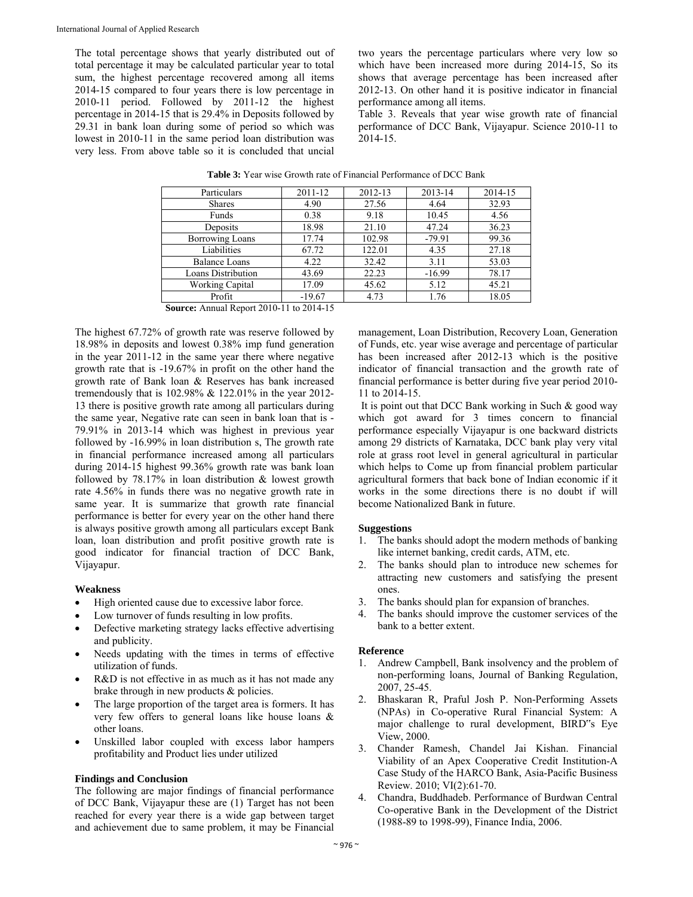The total percentage shows that yearly distributed out of total percentage it may be calculated particular year to total sum, the highest percentage recovered among all items 2014-15 compared to four years there is low percentage in 2010-11 period. Followed by 2011-12 the highest percentage in 2014-15 that is 29.4% in Deposits followed by 29.31 in bank loan during some of period so which was lowest in 2010-11 in the same period loan distribution was very less. From above table so it is concluded that uncial two years the percentage particulars where very low so which have been increased more during 2014-15, So its shows that average percentage has been increased after 2012-13. On other hand it is positive indicator in financial performance among all items.

Table 3. Reveals that year wise growth rate of financial performance of DCC Bank, Vijayapur. Science 2010-11 to 2014-15.

**Table 3:** Year wise Growth rate of Financial Performance of DCC Bank

| Particulars | 2011-12 | 2012-13 | 2013-14 | 2014-15 |
|---|---|---|---|---|
| Shares | 4.90 | 27.56 | 4.64 | 32.93 |
| Funds | 0.38 | 9.18 | 10.45 | 4.56 |
| Deposits | 18.98 | 21.10 | 47.24 | 36.23 |
| Borrowing Loans | 17.74 | 102.98 | -79.91 | 99.36 |
| Liabilities | 67.72 | 122.01 | 4.35 | 27.18 |
| Balance Loans | 4.22 | 32.42 | 3.11 | 53.03 |
| Loans Distribution | 43.69 | 22.23 | -16.99 | 78.17 |
| Working Capital | 17.09 | 45.62 | 5.12 | 45.21 |
| Profit | -19.67 | 4.73 | 1.76 | 18.05 |

**Source:** Annual Report 2010-11 to 2014-15

The highest 67.72% of growth rate was reserve followed by 18.98% in deposits and lowest 0.38% imp fund generation in the year 2011-12 in the same year there where negative growth rate that is -19.67% in profit on the other hand the growth rate of Bank loan & Reserves has bank increased tremendously that is 102.98% & 122.01% in the year 2012-13 there is positive growth rate among all particulars during the same year, Negative rate can seen in bank loan that is -79.91% in 2013-14 which was highest in previous year followed by -16.99% in loan distribution s, The growth rate in financial performance increased among all particulars during 2014-15 highest 99.36% growth rate was bank loan followed by 78.17% in loan distribution & lowest growth rate 4.56% in funds there was no negative growth rate in same year. It is summarize that growth rate financial performance is better for every year on the other hand there is always positive growth among all particulars except Bank loan, loan distribution and profit positive growth rate is good indicator for financial traction of DCC Bank, Vijayapur.

### Weakness

- High oriented cause due to excessive labor force.
- Low turnover of funds resulting in low profits.
- Defective marketing strategy lacks effective advertising and publicity.
- Needs updating with the times in terms of effective utilization of funds.
- R&D is not effective in as much as it has not made any brake through in new products & policies.
- The large proportion of the target area is formers. It has very few offers to general loans like house loans & other loans.
- Unskilled labor coupled with excess labor hampers profitability and Product lies under utilized

### Findings and Conclusion

The following are major findings of financial performance of DCC Bank, Vijayapur these are (1) Target has not been reached for every year there is a wide gap between target and achievement due to same problem, it may be Financial management, Loan Distribution, Recovery Loan, Generation of Funds, etc. year wise average and percentage of particular has been increased after 2012-13 which is the positive indicator of financial transaction and the growth rate of financial performance is better during five year period 2010-11 to 2014-15.

It is point out that DCC Bank working in Such & good way which got award for 3 times concern to financial performance especially Vijayapur is one backward districts among 29 districts of Karnataka, DCC bank play very vital role at grass root level in general agricultural in particular which helps to Come up from financial problem particular agricultural formers that back bone of Indian economic if it works in the some directions there is no doubt if will become Nationalized Bank in future.

### Suggestions

1. The banks should adopt the modern methods of banking like internet banking, credit cards, ATM, etc.
2. The banks should plan to introduce new schemes for attracting new customers and satisfying the present ones.
3. The banks should plan for expansion of branches.
4. The banks should improve the customer services of the bank to a better extent.

### Reference

1. Andrew Campbell, Bank insolvency and the problem of non-performing loans, Journal of Banking Regulation, 2007, 25-45.
2. Bhaskaran R, Praful Josh P. Non-Performing Assets (NPAs) in Co-operative Rural Financial System: A major challenge to rural development, BIRD"s Eye View, 2000.
3. Chander Ramesh, Chandel Jai Kishan. Financial Viability of an Apex Cooperative Credit Institution-A Case Study of the HARCO Bank, Asia-Pacific Business Review. 2010; VI(2):61-70.
4. Chandra, Buddhadeb. Performance of Burdwan Central Co-operative Bank in the Development of the District (1988-89 to 1998-99), Finance India, 2006.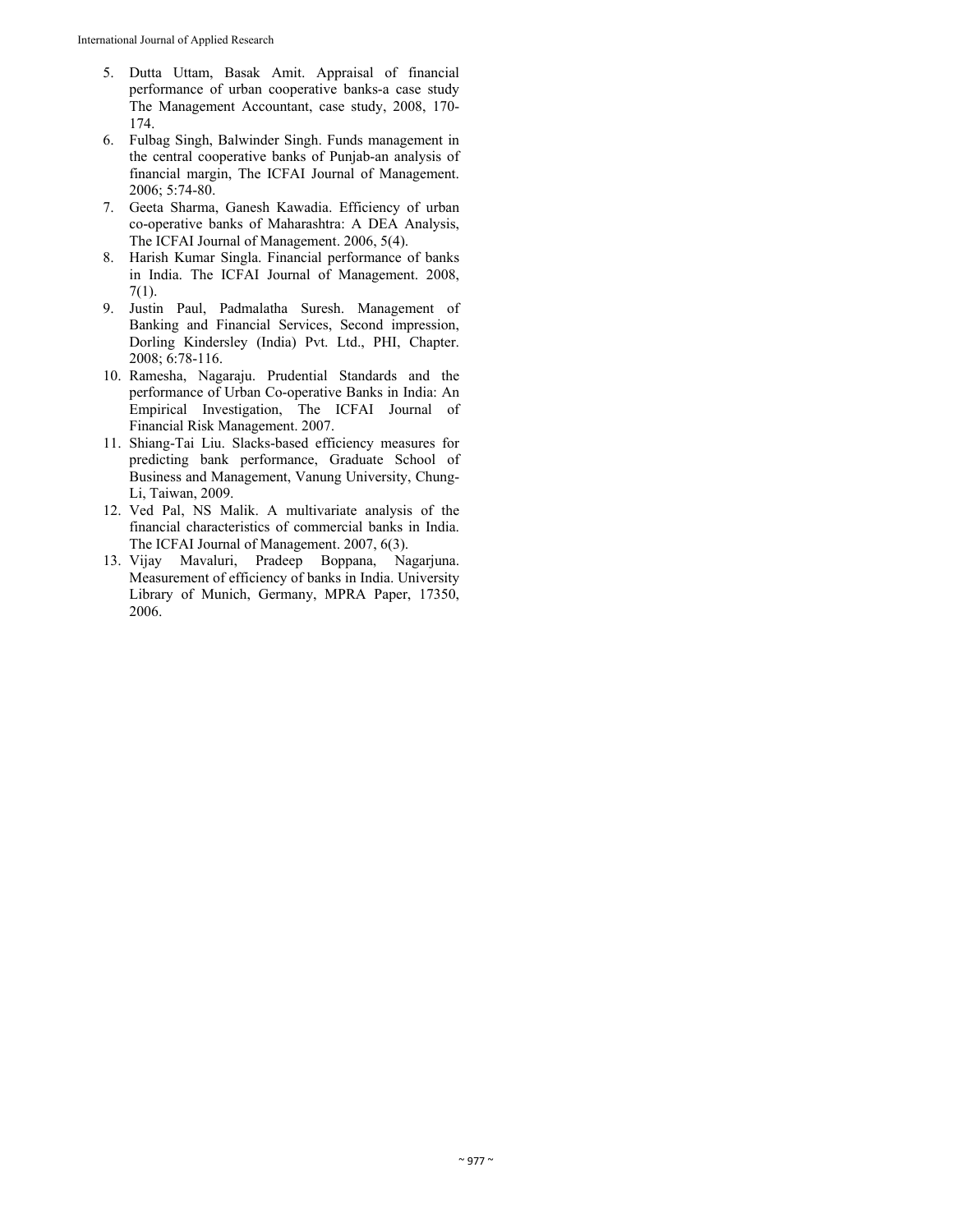5. Dutta Uttam, Basak Amit. Appraisal of financial performance of urban cooperative banks-a case study The Management Accountant, case study, 2008, 170-174.
6. Fulbag Singh, Balwinder Singh. Funds management in the central cooperative banks of Punjab-an analysis of financial margin, The ICFAI Journal of Management. 2006; 5:74-80.
7. Geeta Sharma, Ganesh Kawadia. Efficiency of urban co-operative banks of Maharashtra: A DEA Analysis, The ICFAI Journal of Management. 2006, 5(4).
8. Harish Kumar Singla. Financial performance of banks in India. The ICFAI Journal of Management. 2008, 7(1).
9. Justin Paul, Padmalatha Suresh. Management of Banking and Financial Services, Second impression, Dorling Kindersley (India) Pvt. Ltd., PHI, Chapter. 2008; 6:78-116.
10. Ramesha, Nagaraju. Prudential Standards and the performance of Urban Co-operative Banks in India: An Empirical Investigation, The ICFAI Journal of Financial Risk Management. 2007.
11. Shiang-Tai Liu. Slacks-based efficiency measures for predicting bank performance, Graduate School of Business and Management, Vanung University, Chung-Li, Taiwan, 2009.
12. Ved Pal, NS Malik. A multivariate analysis of the financial characteristics of commercial banks in India. The ICFAI Journal of Management. 2007, 6(3).
13. Vijay Mavaluri, Pradeep Boppana, Nagarjuna. Measurement of efficiency of banks in India. University Library of Munich, Germany, MPRA Paper, 17350, 2006.